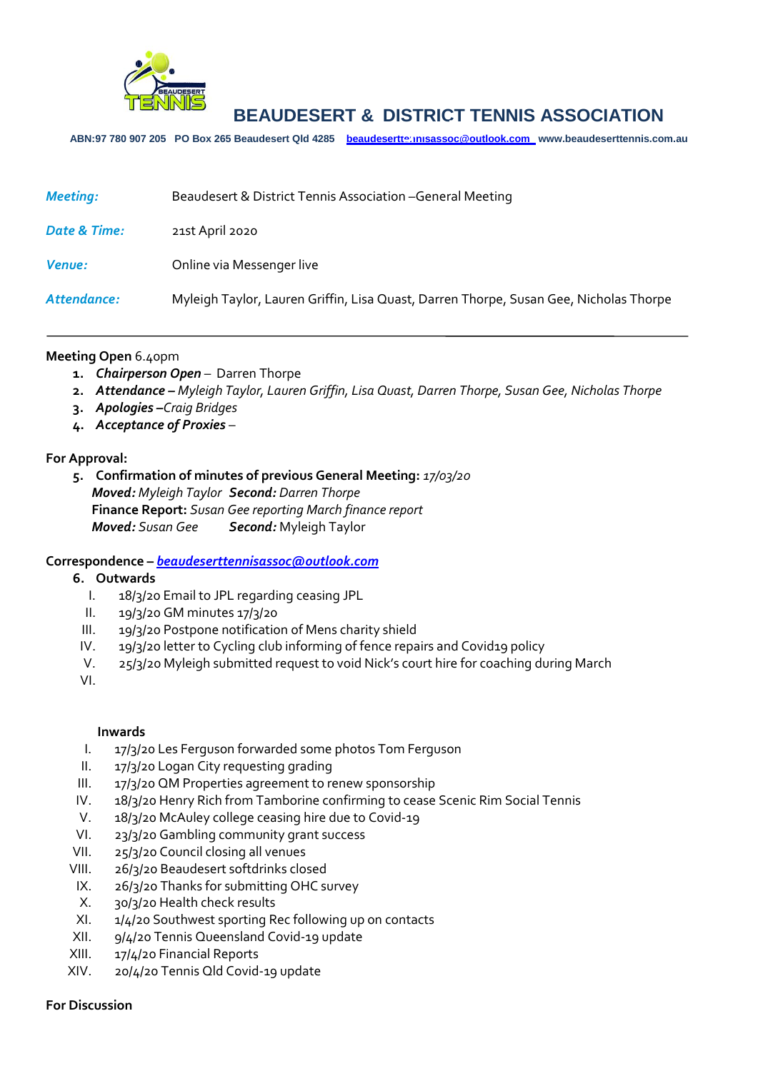# BEAUDESERT & DISTRICT TENNIS ASSOCIATION

**ABN:97 780 907 205 PO Box 265 Beaudesert Qld 4285 beaudeserttennisassoc@outlook.com www.beaudeserttennis.com.au**

| | |
|---|---|
| ***Meeting:*** | Beaudesert & District Tennis Association –General Meeting |
| ***Date & Time:*** | 21st April 2020 |
| ***Venue:*** | Online via Messenger live |
| ***Attendance:*** | Myleigh Taylor, Lauren Griffin, Lisa Quast, Darren Thorpe, Susan Gee, Nicholas Thorpe |

---

**Meeting Open** 6.40pm

1. ***Chairperson Open*** – Darren Thorpe
2. ***Attendance*** – *Myleigh Taylor, Lauren Griffin, Lisa Quast, Darren Thorpe, Susan Gee, Nicholas Thorpe*
3. ***Apologies*** –*Craig Bridges*
4. ***Acceptance of Proxies*** –

**For Approval:**

5. **Confirmation of minutes of previous General Meeting:** *17/03/20*
   ***Moved:*** *Myleigh Taylor* ***Second:*** *Darren Thorpe*
   **Finance Report:** *Susan Gee reporting March finance report*
   ***Moved:*** *Susan Gee* ***Second:*** Myleigh Taylor

**Correspondence –** ***beaudeserttennisassoc@outlook.com***

6. **Outwards**
   I. 18/3/20 Email to JPL regarding ceasing JPL
   II. 19/3/20 GM minutes 17/3/20
   III. 19/3/20 Postpone notification of Mens charity shield
   IV. 19/3/20 letter to Cycling club informing of fence repairs and Covid19 policy
   V. 25/3/20 Myleigh submitted request to void Nick's court hire for coaching during March
   VI.

   **Inwards**
   I. 17/3/20 Les Ferguson forwarded some photos Tom Ferguson
   II. 17/3/20 Logan City requesting grading
   III. 17/3/20 QM Properties agreement to renew sponsorship
   IV. 18/3/20 Henry Rich from Tamborine confirming to cease Scenic Rim Social Tennis
   V. 18/3/20 McAuley college ceasing hire due to Covid-19
   VI. 23/3/20 Gambling community grant success
   VII. 25/3/20 Council closing all venues
   VIII. 26/3/20 Beaudesert softdrinks closed
   IX. 26/3/20 Thanks for submitting OHC survey
   X. 30/3/20 Health check results
   XI. 1/4/20 Southwest sporting Rec following up on contacts
   XII. 9/4/20 Tennis Queensland Covid-19 update
   XIII. 17/4/20 Financial Reports
   XIV. 20/4/20 Tennis Qld Covid-19 update

**For Discussion**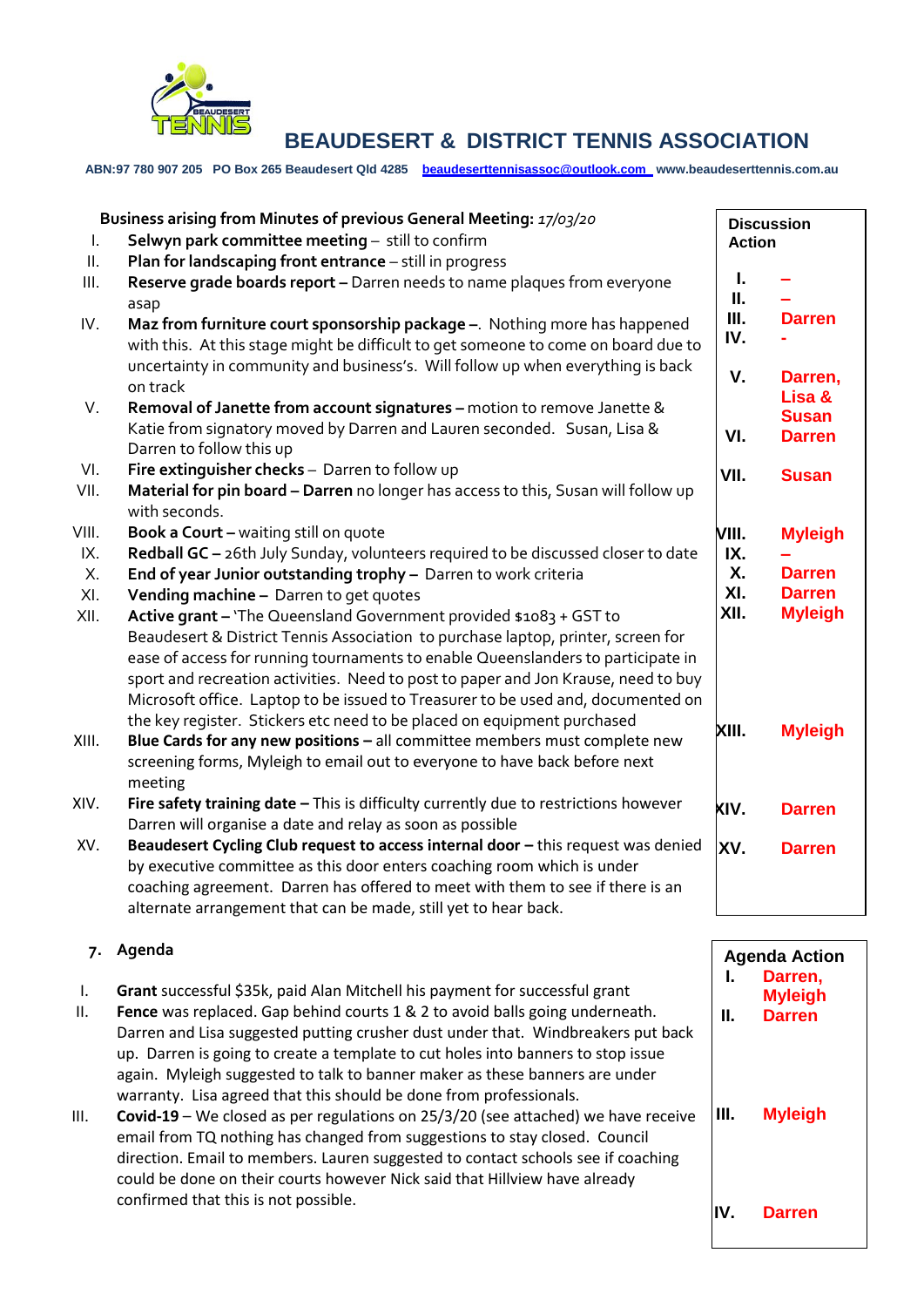## BEAUDESERT & DISTRICT TENNIS ASSOCIATION

**ABN:97 780 907 205 PO Box 265 Beaudesert Qld 4285 beaudeserttennisassoc@outlook.com www.beaudeserttennis.com.au**

| Business arising from Minutes of previous General Meeting: *17/03/20* | Discussion Action |
|---|---|
| I. **Selwyn park committee meeting** – still to confirm | I. – |
| II. **Plan for landscaping front entrance** – still in progress | II. – |
| III. **Reserve grade boards report –** Darren needs to name plaques from everyone asap | III. Darren |
| IV. **Maz from furniture court sponsorship package –**. Nothing more has happened with this. At this stage might be difficult to get someone to come on board due to uncertainty in community and business's. Will follow up when everything is back on track | IV. - |
| V. **Removal of Janette from account signatures –** motion to remove Janette & Katie from signatory moved by Darren and Lauren seconded. Susan, Lisa & Darren to follow this up | V. Darren, Lisa & Susan |
| VI. **Fire extinguisher checks** – Darren to follow up | VI. Darren |
| VII. **Material for pin board – Darren** no longer has access to this, Susan will follow up with seconds. | VII. Susan |
| VIII. **Book a Court –** waiting still on quote | VIII. Myleigh |
| IX. **Redball GC –** 26th July Sunday, volunteers required to be discussed closer to date | IX. – |
| X. **End of year Junior outstanding trophy –** Darren to work criteria | X. Darren |
| XI. **Vending machine –** Darren to get quotes | XI. Darren |
| XII. **Active grant –** 'The Queensland Government provided $1083 + GST to Beaudesert & District Tennis Association to purchase laptop, printer, screen for ease of access for running tournaments to enable Queenslanders to participate in sport and recreation activities. Need to post to paper and Jon Krause, need to buy Microsoft office. Laptop to be issued to Treasurer to be used and, documented on the key register. Stickers etc need to be placed on equipment purchased | XII. Myleigh |
| XIII. **Blue Cards for any new positions –** all committee members must complete new screening forms, Myleigh to email out to everyone to have back before next meeting | XIII. Myleigh |
| XIV. **Fire safety training date –** This is difficulty currently due to restrictions however Darren will organise a date and relay as soon as possible | XIV. Darren |
| XV. **Beaudesert Cycling Club request to access internal door –** this request was denied by executive committee as this door enters coaching room which is under coaching agreement. Darren has offered to meet with them to see if there is an alternate arrangement that can be made, still yet to hear back. | XV. Darren |

### 7. Agenda

| Agenda | Agenda Action |
|---|---|
| I. **Grant** successful $35k, paid Alan Mitchell his payment for successful grant | I. Darren, Myleigh |
| II. **Fence** was replaced. Gap behind courts 1 & 2 to avoid balls going underneath. Darren and Lisa suggested putting crusher dust under that. Windbreakers put back up. Darren is going to create a template to cut holes into banners to stop issue again. Myleigh suggested to talk to banner maker as these banners are under warranty. Lisa agreed that this should be done from professionals. | II. Darren |
| III. **Covid-19** – We closed as per regulations on 25/3/20 (see attached) we have receive email from TQ nothing has changed from suggestions to stay closed. Council direction. Email to members. Lauren suggested to contact schools see if coaching could be done on their courts however Nick said that Hillview have already confirmed that this is not possible. | III. Myleigh |
| | IV. Darren |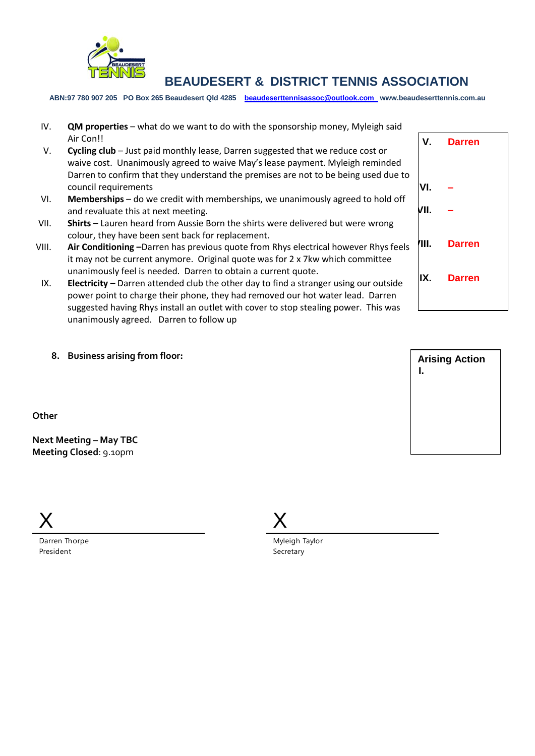# BEAUDESERT & DISTRICT TENNIS ASSOCIATION

ABN:97 780 907 205 PO Box 265 Beaudesert Qld 4285 beaudeserttennisassoc@outlook.com www.beaudeserttennis.com.au

IV. **QM properties** – what do we want to do with the sponsorship money, Myleigh said Air Con!!

V. **Cycling club** – Just paid monthly lease, Darren suggested that we reduce cost or waive cost. Unanimously agreed to waive May's lease payment. Myleigh reminded Darren to confirm that they understand the premises are not to be being used due to council requirements

VI. **Memberships** – do we credit with memberships, we unanimously agreed to hold off and revaluate this at next meeting.

VII. **Shirts** – Lauren heard from Aussie Born the shirts were delivered but were wrong colour, they have been sent back for replacement.

VIII. **Air Conditioning –**Darren has previous quote from Rhys electrical however Rhys feels it may not be current anymore. Original quote was for 2 x 7kw which committee unanimously feel is needed. Darren to obtain a current quote.

IX. **Electricity –** Darren attended club the other day to find a stranger using our outside power point to charge their phone, they had removed our hot water lead. Darren suggested having Rhys install an outlet with cover to stop stealing power. This was unanimously agreed. Darren to follow up

| | |
|---|---|
| **V.** | **Darren** |
| **VI.** | **–** |
| **VII.** | **–** |
| **VIII.** | **Darren** |
| **IX.** | **Darren** |

**8. Business arising from floor:**

**Arising Action**
**I.**

**Other**

**Next Meeting – May TBC**
**Meeting Closed**: 9.10pm

X
Darren Thorpe
President

X
Myleigh Taylor
Secretary